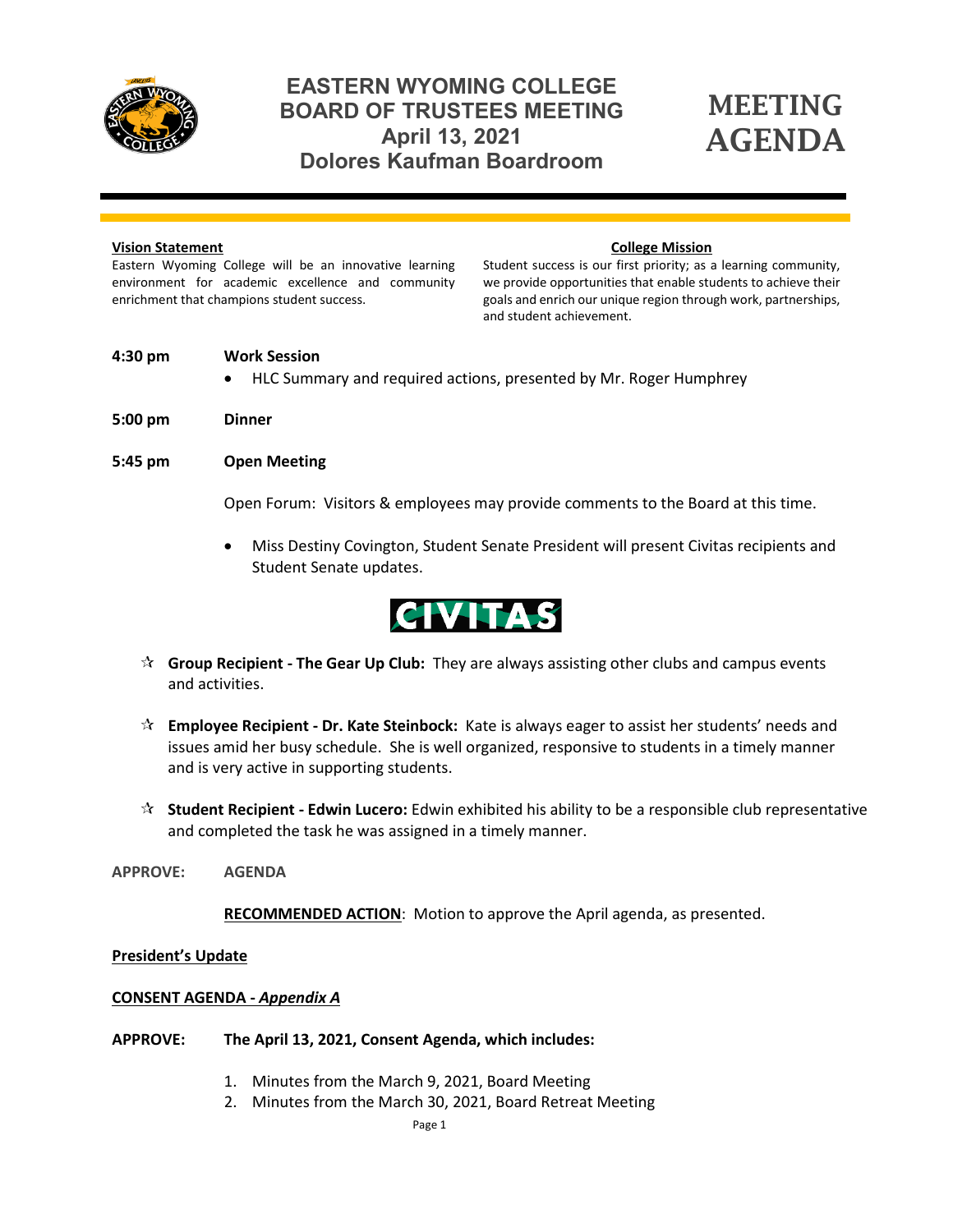# EASTERN WYOMING COLLEGE BOARD OF TRUSTEES MEETING
## April 13, 2021
## Dolores Kaufman Boardroom

# MEETING AGENDA

**Vision Statement**

Eastern Wyoming College will be an innovative learning environment for academic excellence and community enrichment that champions student success.

**College Mission**

Student success is our first priority; as a learning community, we provide opportunities that enable students to achieve their goals and enrich our unique region through work, partnerships, and student achievement.

**4:30 pm** **Work Session**

- HLC Summary and required actions, presented by Mr. Roger Humphrey

**5:00 pm** **Dinner**

**5:45 pm** **Open Meeting**

Open Forum: Visitors & employees may provide comments to the Board at this time.

- Miss Destiny Covington, Student Senate President will present Civitas recipients and Student Senate updates.

CIVITAS

- ☆ **Group Recipient - The Gear Up Club:** They are always assisting other clubs and campus events and activities.
- ☆ **Employee Recipient - Dr. Kate Steinbock:** Kate is always eager to assist her students' needs and issues amid her busy schedule. She is well organized, responsive to students in a timely manner and is very active in supporting students.
- ☆ **Student Recipient - Edwin Lucero:** Edwin exhibited his ability to be a responsible club representative and completed the task he was assigned in a timely manner.

**APPROVE:** **AGENDA**

**RECOMMENDED ACTION**: Motion to approve the April agenda, as presented.

**President's Update**

**CONSENT AGENDA - *Appendix A***

**APPROVE:** **The April 13, 2021, Consent Agenda, which includes:**

1. Minutes from the March 9, 2021, Board Meeting
2. Minutes from the March 30, 2021, Board Retreat Meeting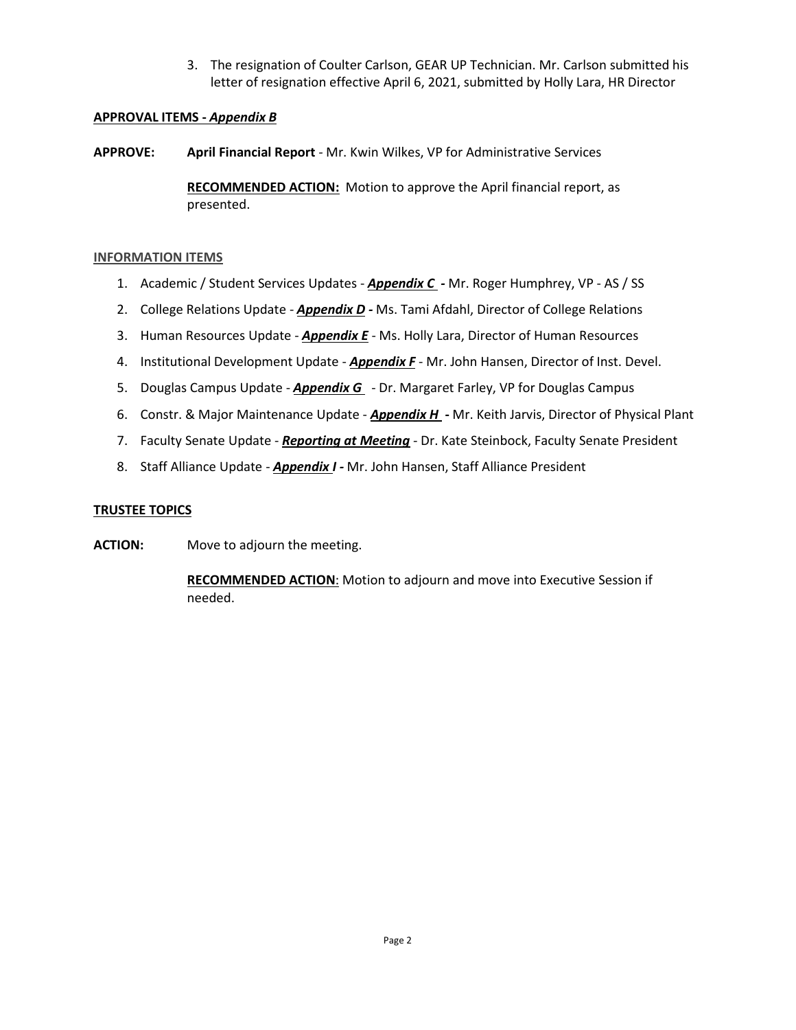3. The resignation of Coulter Carlson, GEAR UP Technician. Mr. Carlson submitted his letter of resignation effective April 6, 2021, submitted by Holly Lara, HR Director

**APPROVAL ITEMS - *Appendix B***

**APPROVE:** **April Financial Report** - Mr. Kwin Wilkes, VP for Administrative Services

**RECOMMENDED ACTION:** Motion to approve the April financial report, as presented.

**INFORMATION ITEMS**

1. Academic / Student Services Updates - ***Appendix C*** **-** Mr. Roger Humphrey, VP - AS / SS
2. College Relations Update - ***Appendix D*** **-** Ms. Tami Afdahl, Director of College Relations
3. Human Resources Update - ***Appendix E*** - Ms. Holly Lara, Director of Human Resources
4. Institutional Development Update - ***Appendix F*** - Mr. John Hansen, Director of Inst. Devel.
5. Douglas Campus Update - ***Appendix G*** - Dr. Margaret Farley, VP for Douglas Campus
6. Constr. & Major Maintenance Update - ***Appendix H*** **-** Mr. Keith Jarvis, Director of Physical Plant
7. Faculty Senate Update - ***Reporting at Meeting*** - Dr. Kate Steinbock, Faculty Senate President
8. Staff Alliance Update - ***Appendix I*** **-** Mr. John Hansen, Staff Alliance President

**TRUSTEE TOPICS**

**ACTION:** Move to adjourn the meeting.

**RECOMMENDED ACTION**: Motion to adjourn and move into Executive Session if needed.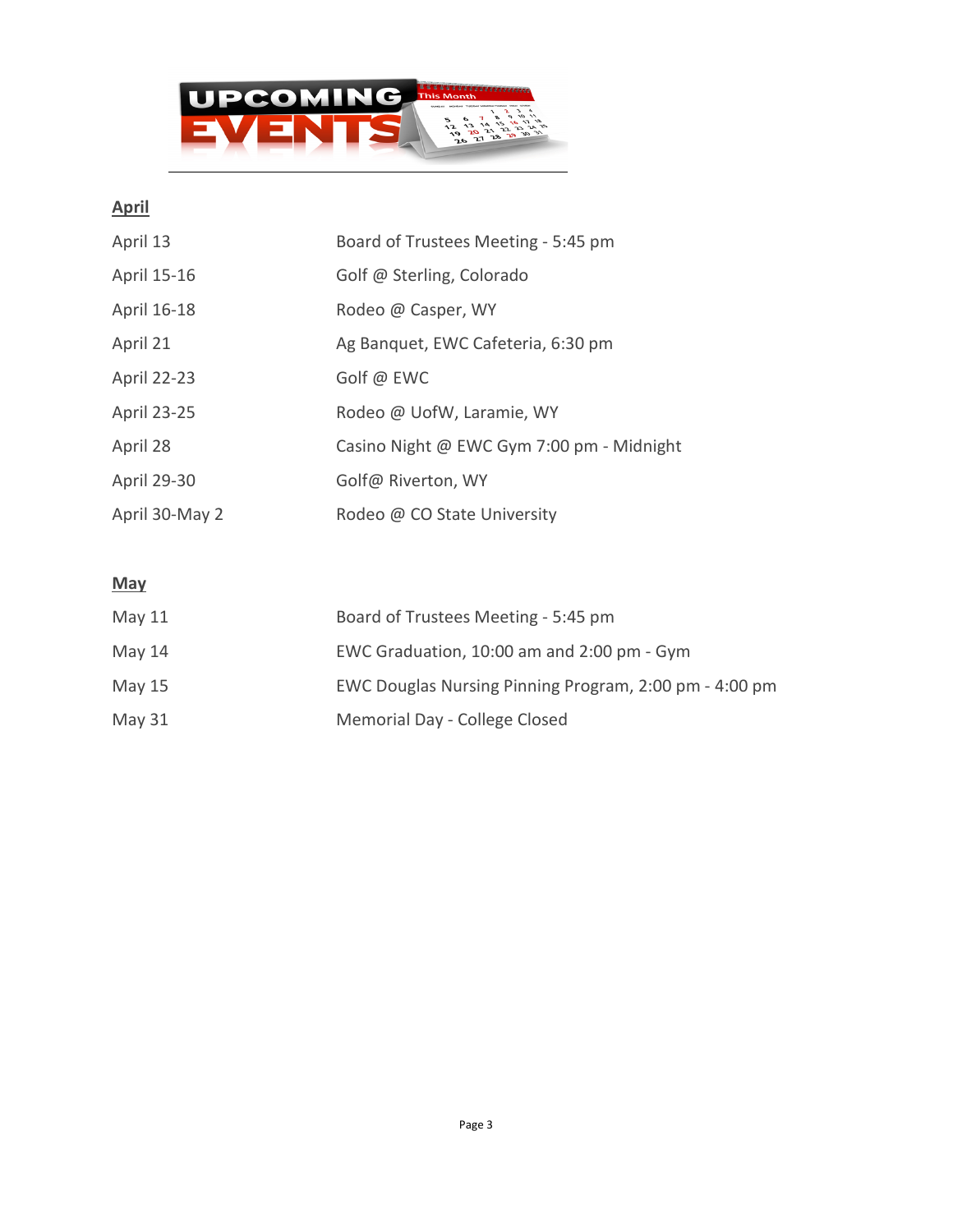# UPCOMING EVENTS

## April

| | |
|---|---|
| April 13 | Board of Trustees Meeting - 5:45 pm |
| April 15-16 | Golf @ Sterling, Colorado |
| April 16-18 | Rodeo @ Casper, WY |
| April 21 | Ag Banquet, EWC Cafeteria, 6:30 pm |
| April 22-23 | Golf @ EWC |
| April 23-25 | Rodeo @ UofW, Laramie, WY |
| April 28 | Casino Night @ EWC Gym 7:00 pm - Midnight |
| April 29-30 | Golf@ Riverton, WY |
| April 30-May 2 | Rodeo @ CO State University |

## May

| | |
|---|---|
| May 11 | Board of Trustees Meeting - 5:45 pm |
| May 14 | EWC Graduation, 10:00 am and 2:00 pm - Gym |
| May 15 | EWC Douglas Nursing Pinning Program, 2:00 pm - 4:00 pm |
| May 31 | Memorial Day - College Closed |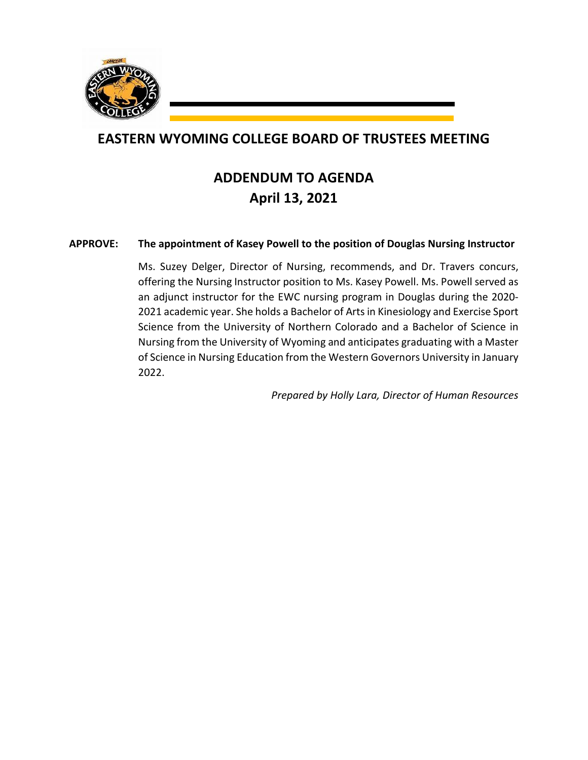# EASTERN WYOMING COLLEGE BOARD OF TRUSTEES MEETING

## ADDENDUM TO AGENDA
## April 13, 2021

**APPROVE: The appointment of Kasey Powell to the position of Douglas Nursing Instructor**

Ms. Suzey Delger, Director of Nursing, recommends, and Dr. Travers concurs, offering the Nursing Instructor position to Ms. Kasey Powell. Ms. Powell served as an adjunct instructor for the EWC nursing program in Douglas during the 2020-2021 academic year. She holds a Bachelor of Arts in Kinesiology and Exercise Sport Science from the University of Northern Colorado and a Bachelor of Science in Nursing from the University of Wyoming and anticipates graduating with a Master of Science in Nursing Education from the Western Governors University in January 2022.

*Prepared by Holly Lara, Director of Human Resources*